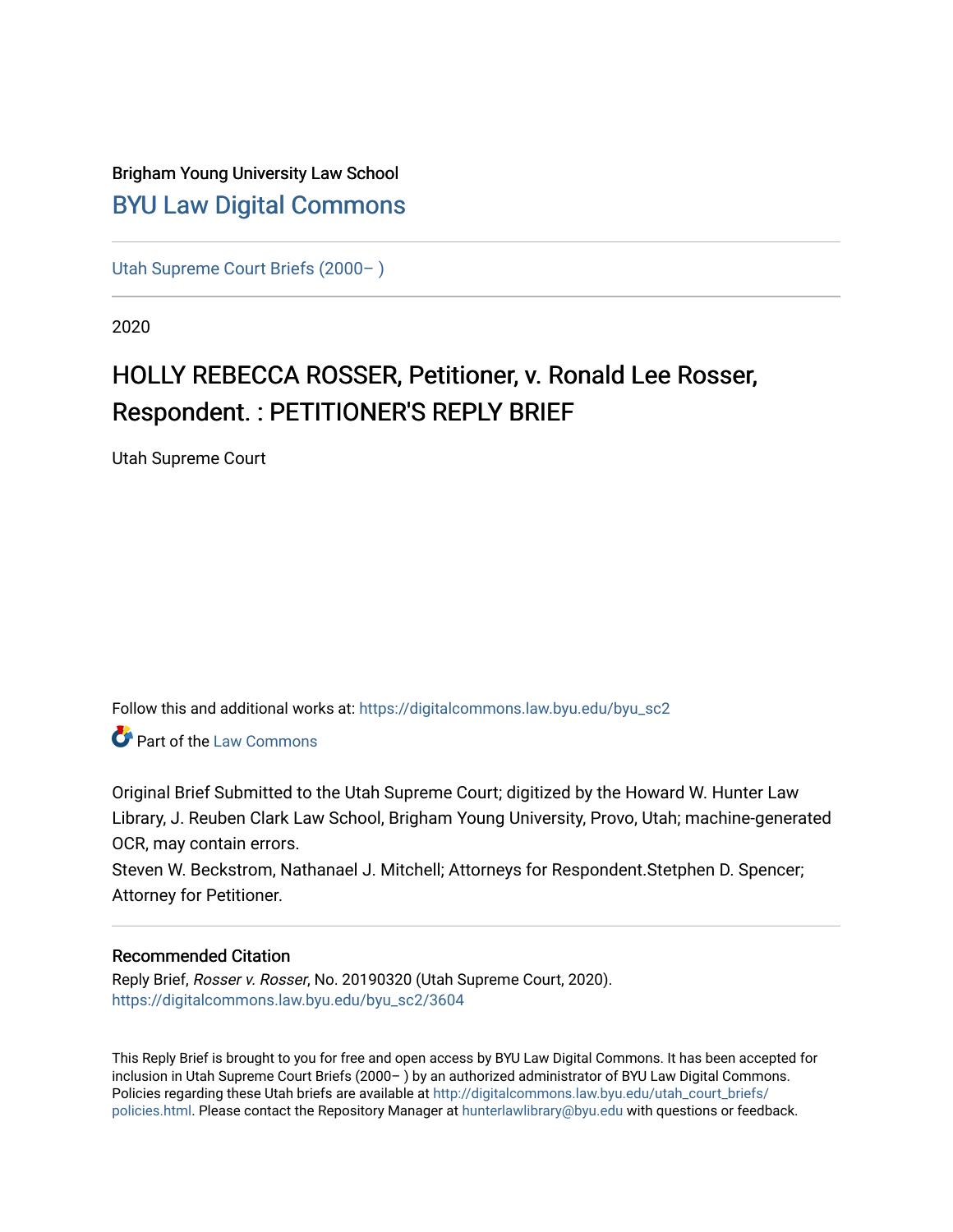Brigham Young University Law School

## BYU Law Digital Commons

Utah Supreme Court Briefs (2000– )

2020

# HOLLY REBECCA ROSSER, Petitioner, v. Ronald Lee Rosser, Respondent. : PETITIONER'S REPLY BRIEF

Utah Supreme Court

Follow this and additional works at: https://digitalcommons.law.byu.edu/byu_sc2

Part of the Law Commons

Original Brief Submitted to the Utah Supreme Court; digitized by the Howard W. Hunter Law Library, J. Reuben Clark Law School, Brigham Young University, Provo, Utah; machine-generated OCR, may contain errors.

Steven W. Beckstrom, Nathanael J. Mitchell; Attorneys for Respondent.Stetphen D. Spencer; Attorney for Petitioner.

### Recommended Citation

Reply Brief, *Rosser v. Rosser*, No. 20190320 (Utah Supreme Court, 2020).
https://digitalcommons.law.byu.edu/byu_sc2/3604

This Reply Brief is brought to you for free and open access by BYU Law Digital Commons. It has been accepted for inclusion in Utah Supreme Court Briefs (2000– ) by an authorized administrator of BYU Law Digital Commons. Policies regarding these Utah briefs are available at http://digitalcommons.law.byu.edu/utah_court_briefs/policies.html. Please contact the Repository Manager at hunterlawlibrary@byu.edu with questions or feedback.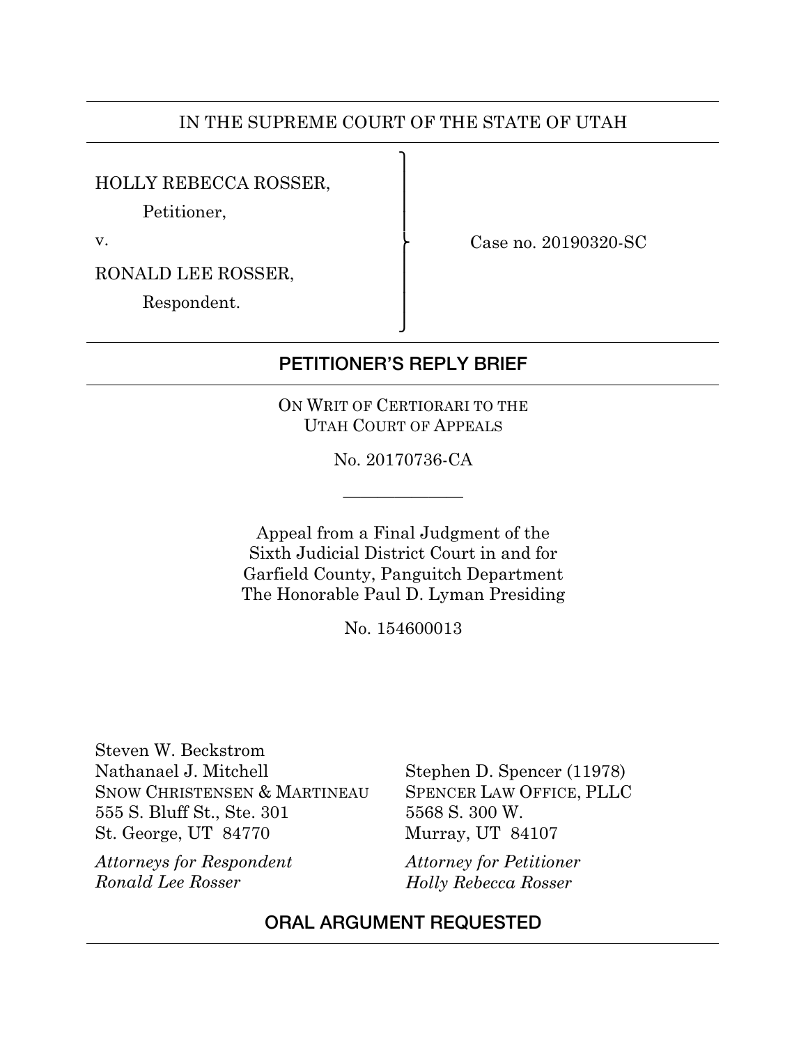IN THE SUPREME COURT OF THE STATE OF UTAH

| | |
|---|---|
| HOLLY REBECCA ROSSER,<br>Petitioner,<br>v.<br>RONALD LEE ROSSER,<br>Respondent. | Case no. 20190320-SC |

**PETITIONER'S REPLY BRIEF**

ON WRIT OF CERTIORARI TO THE UTAH COURT OF APPEALS

No. 20170736-CA

---

Appeal from a Final Judgment of the Sixth Judicial District Court in and for Garfield County, Panguitch Department The Honorable Paul D. Lyman Presiding

No. 154600013

Steven W. Beckstrom
Nathanael J. Mitchell
SNOW CHRISTENSEN & MARTINEAU
555 S. Bluff St., Ste. 301
St. George, UT 84770

*Attorneys for Respondent Ronald Lee Rosser*

Stephen D. Spencer (11978)
SPENCER LAW OFFICE, PLLC
5568 S. 300 W.
Murray, UT 84107

*Attorney for Petitioner Holly Rebecca Rosser*

**ORAL ARGUMENT REQUESTED**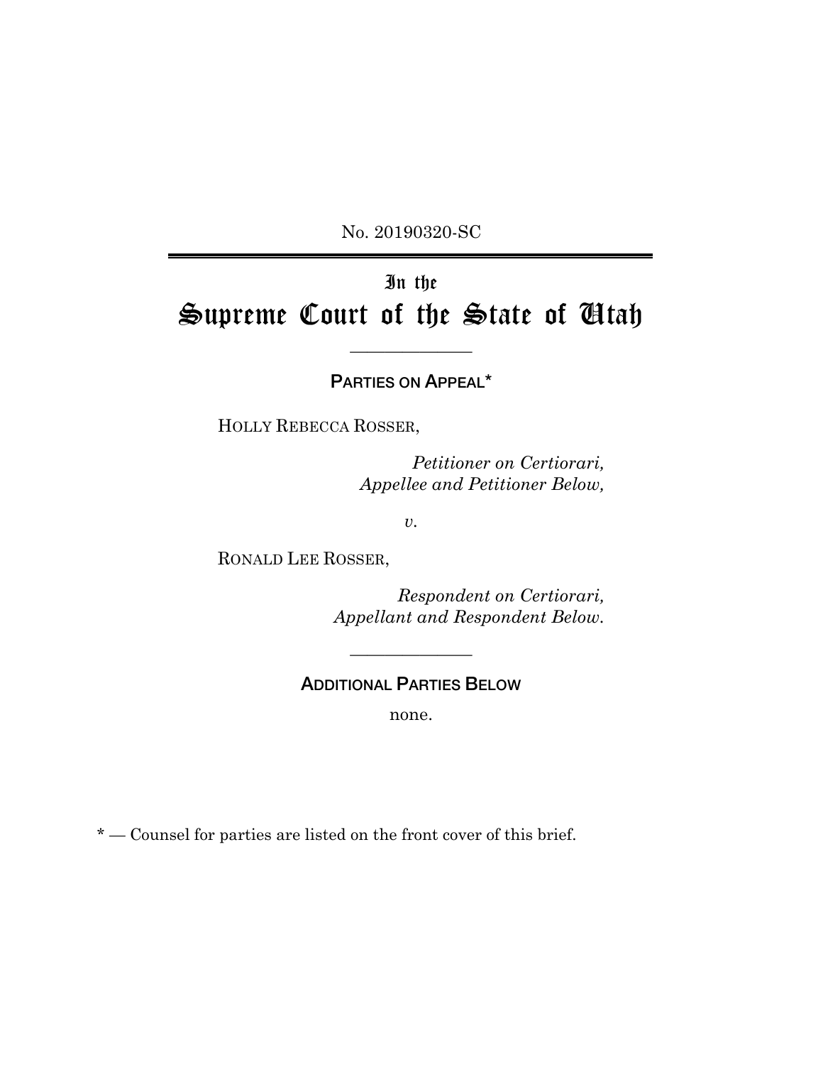No. 20190320-SC

---

# In the
# Supreme Court of the State of Utah

---

**PARTIES ON APPEAL***

HOLLY REBECCA ROSSER,

*Petitioner on Certiorari,*
*Appellee and Petitioner Below,*

*v.*

RONALD LEE ROSSER,

*Respondent on Certiorari,*
*Appellant and Respondent Below.*

---

**ADDITIONAL PARTIES BELOW**

none.

\* — Counsel for parties are listed on the front cover of this brief.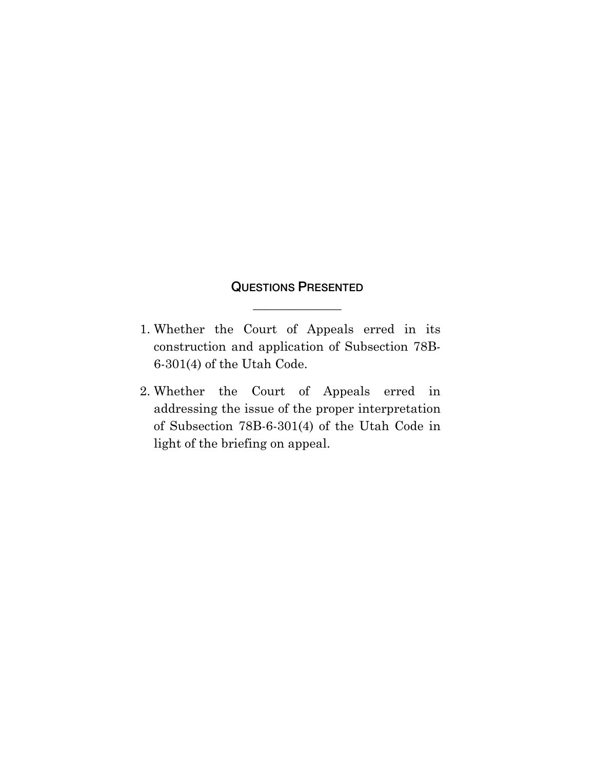## QUESTIONS PRESENTED

1. Whether the Court of Appeals erred in its construction and application of Subsection 78B-6-301(4) of the Utah Code.

2. Whether the Court of Appeals erred in addressing the issue of the proper interpretation of Subsection 78B-6-301(4) of the Utah Code in light of the briefing on appeal.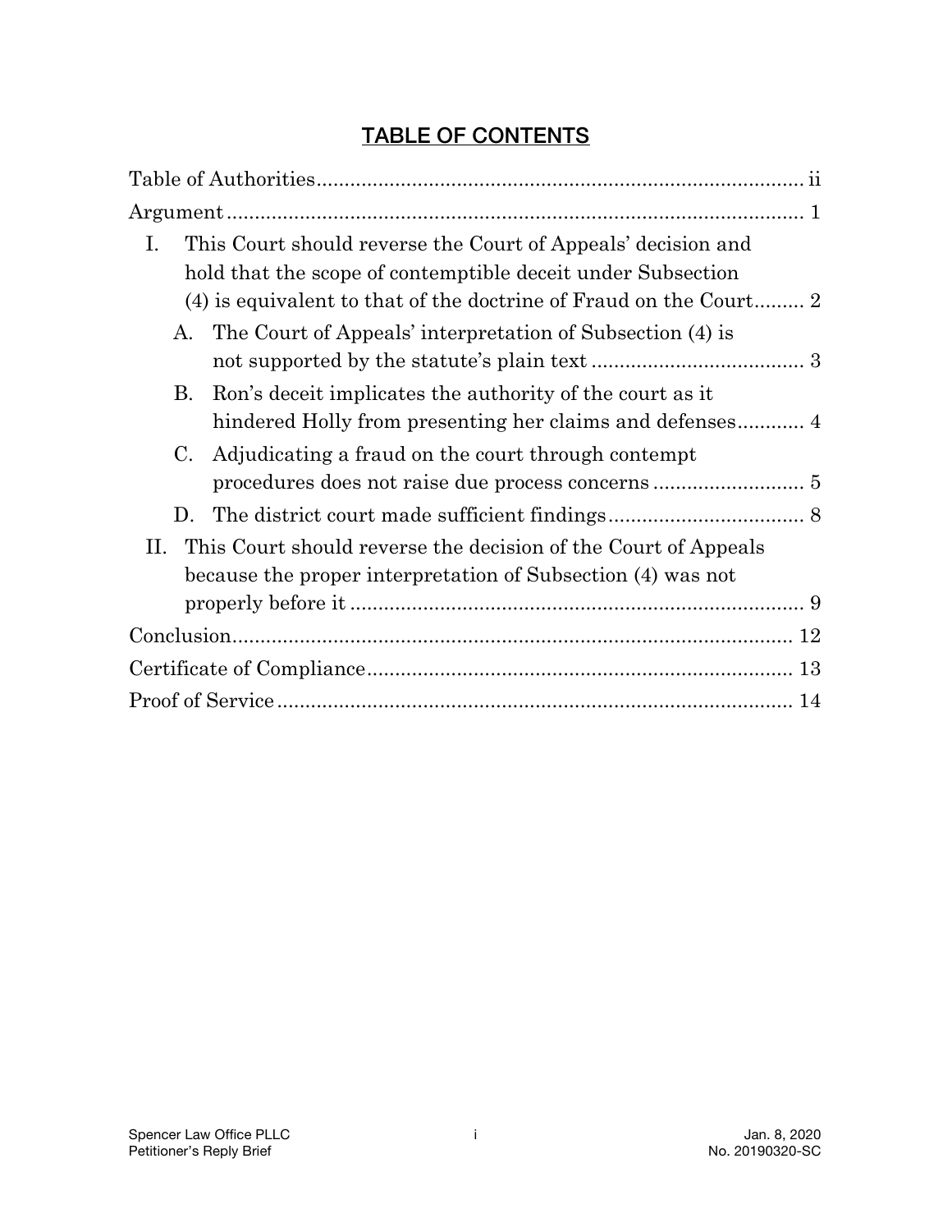## TABLE OF CONTENTS

- Table of Authorities ..... ii
- Argument ..... 1
  - I. This Court should reverse the Court of Appeals' decision and hold that the scope of contemptible deceit under Subsection (4) is equivalent to that of the doctrine of Fraud on the Court ..... 2
    - A. The Court of Appeals' interpretation of Subsection (4) is not supported by the statute's plain text ..... 3
    - B. Ron's deceit implicates the authority of the court as it hindered Holly from presenting her claims and defenses ..... 4
    - C. Adjudicating a fraud on the court through contempt procedures does not raise due process concerns ..... 5
    - D. The district court made sufficient findings ..... 8
  - II. This Court should reverse the decision of the Court of Appeals because the proper interpretation of Subsection (4) was not properly before it ..... 9
- Conclusion ..... 12
- Certificate of Compliance ..... 13
- Proof of Service ..... 14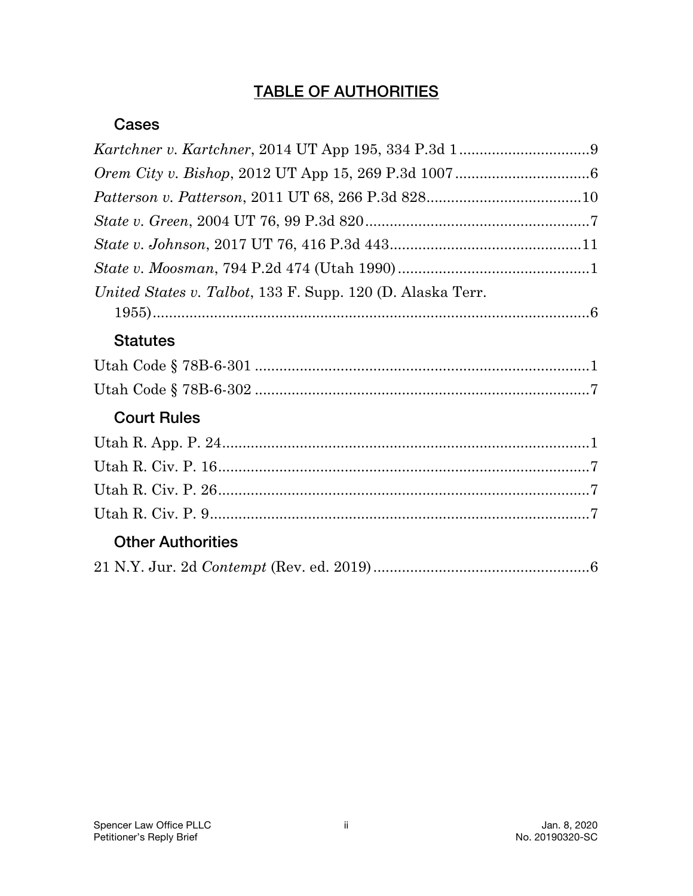# TABLE OF AUTHORITIES

## Cases

*Kartchner v. Kartchner*, 2014 UT App 195, 334 P.3d 1................................9

*Orem City v. Bishop*, 2012 UT App 15, 269 P.3d 1007................................6

*Patterson v. Patterson*, 2011 UT 68, 266 P.3d 828.....................................10

*State v. Green*, 2004 UT 76, 99 P.3d 820.......................................................7

*State v. Johnson*, 2017 UT 76, 416 P.3d 443..............................................11

*State v. Moosman*, 794 P.2d 474 (Utah 1990)...............................................1

*United States v. Talbot*, 133 F. Supp. 120 (D. Alaska Terr. 1955)..........................................................................................................6

## Statutes

Utah Code § 78B-6-301 ..................................................................................1

Utah Code § 78B-6-302 ..................................................................................7

## Court Rules

Utah R. App. P. 24..........................................................................................1

Utah R. Civ. P. 16............................................................................................7

Utah R. Civ. P. 26............................................................................................7

Utah R. Civ. P. 9..............................................................................................7

## Other Authorities

21 N.Y. Jur. 2d *Contempt* (Rev. ed. 2019).....................................................6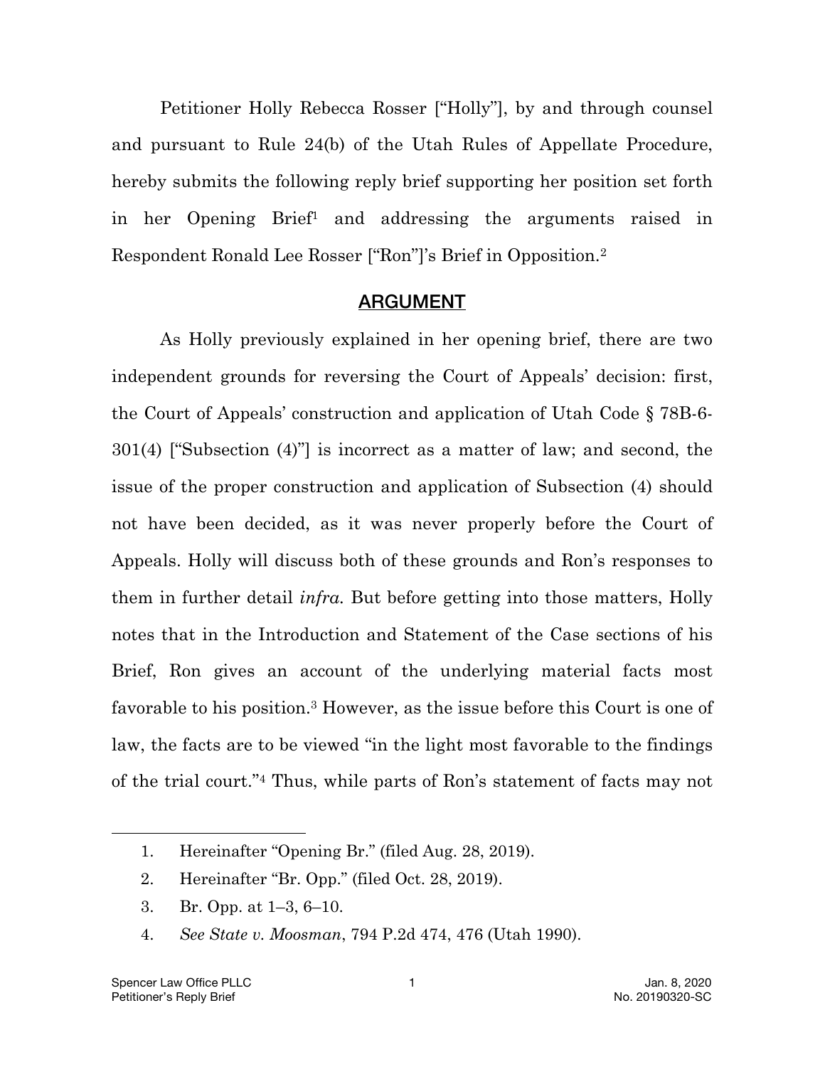Petitioner Holly Rebecca Rosser ["Holly"], by and through counsel and pursuant to Rule 24(b) of the Utah Rules of Appellate Procedure, hereby submits the following reply brief supporting her position set forth in her Opening Brief[1] and addressing the arguments raised in Respondent Ronald Lee Rosser ["Ron"]'s Brief in Opposition.[2]

## ARGUMENT

As Holly previously explained in her opening brief, there are two independent grounds for reversing the Court of Appeals' decision: first, the Court of Appeals' construction and application of Utah Code § 78B-6-301(4) ["Subsection (4)"] is incorrect as a matter of law; and second, the issue of the proper construction and application of Subsection (4) should not have been decided, as it was never properly before the Court of Appeals. Holly will discuss both of these grounds and Ron's responses to them in further detail *infra.* But before getting into those matters, Holly notes that in the Introduction and Statement of the Case sections of his Brief, Ron gives an account of the underlying material facts most favorable to his position.[3] However, as the issue before this Court is one of law, the facts are to be viewed "in the light most favorable to the findings of the trial court."[4] Thus, while parts of Ron's statement of facts may not

---

1. Hereinafter "Opening Br." (filed Aug. 28, 2019).
2. Hereinafter "Br. Opp." (filed Oct. 28, 2019).
3. Br. Opp. at 1–3, 6–10.
4. *See State v. Moosman*, 794 P.2d 474, 476 (Utah 1990).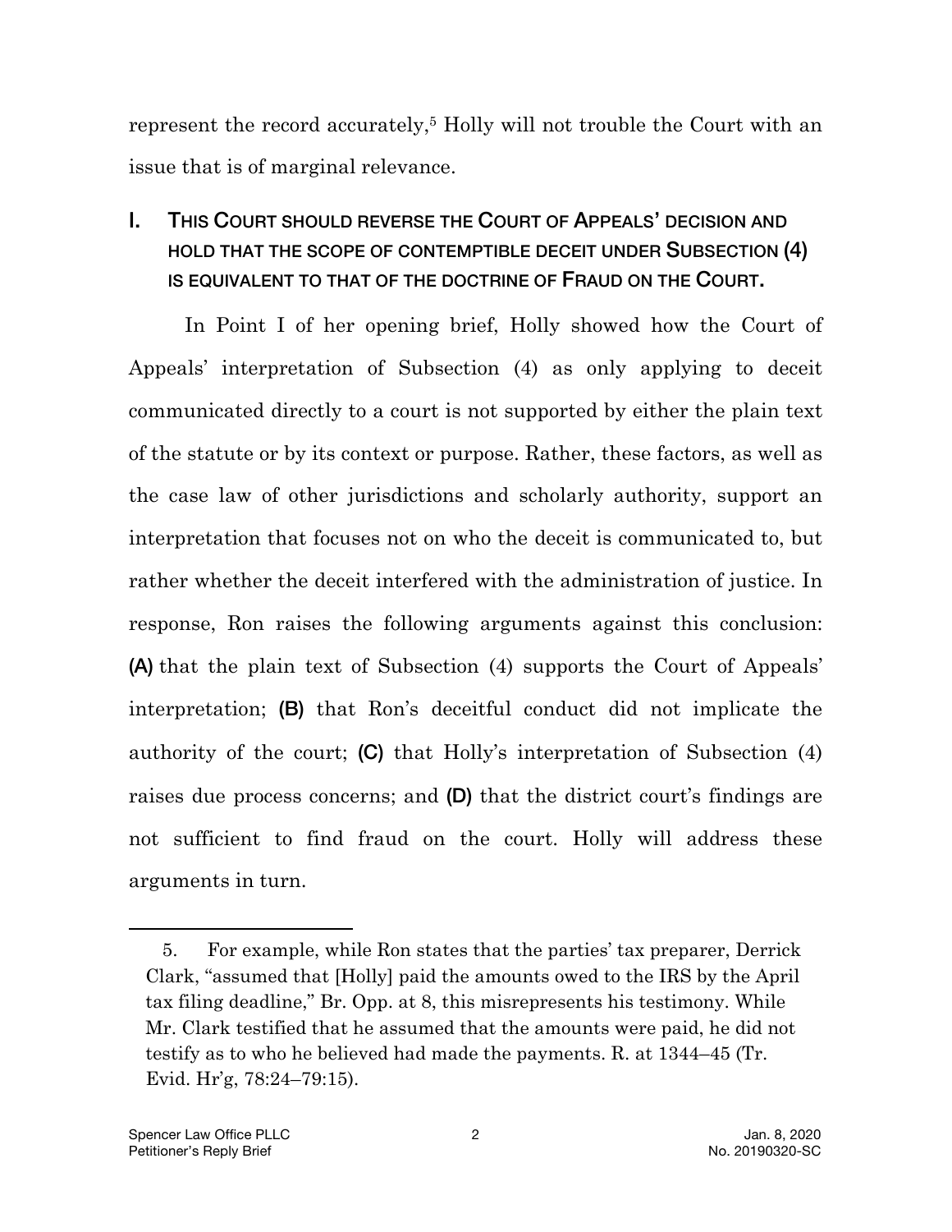represent the record accurately,[5] Holly will not trouble the Court with an issue that is of marginal relevance.

## I. THIS COURT SHOULD REVERSE THE COURT OF APPEALS' DECISION AND HOLD THAT THE SCOPE OF CONTEMPTIBLE DECEIT UNDER SUBSECTION (4) IS EQUIVALENT TO THAT OF THE DOCTRINE OF FRAUD ON THE COURT.

In Point I of her opening brief, Holly showed how the Court of Appeals' interpretation of Subsection (4) as only applying to deceit communicated directly to a court is not supported by either the plain text of the statute or by its context or purpose. Rather, these factors, as well as the case law of other jurisdictions and scholarly authority, support an interpretation that focuses not on who the deceit is communicated to, but rather whether the deceit interfered with the administration of justice. In response, Ron raises the following arguments against this conclusion: **(A)** that the plain text of Subsection (4) supports the Court of Appeals' interpretation; **(B)** that Ron's deceitful conduct did not implicate the authority of the court; **(C)** that Holly's interpretation of Subsection (4) raises due process concerns; and **(D)** that the district court's findings are not sufficient to find fraud on the court. Holly will address these arguments in turn.

---

5. For example, while Ron states that the parties' tax preparer, Derrick Clark, "assumed that [Holly] paid the amounts owed to the IRS by the April tax filing deadline," Br. Opp. at 8, this misrepresents his testimony. While Mr. Clark testified that he assumed that the amounts were paid, he did not testify as to who he believed had made the payments. R. at 1344–45 (Tr. Evid. Hr'g, 78:24–79:15).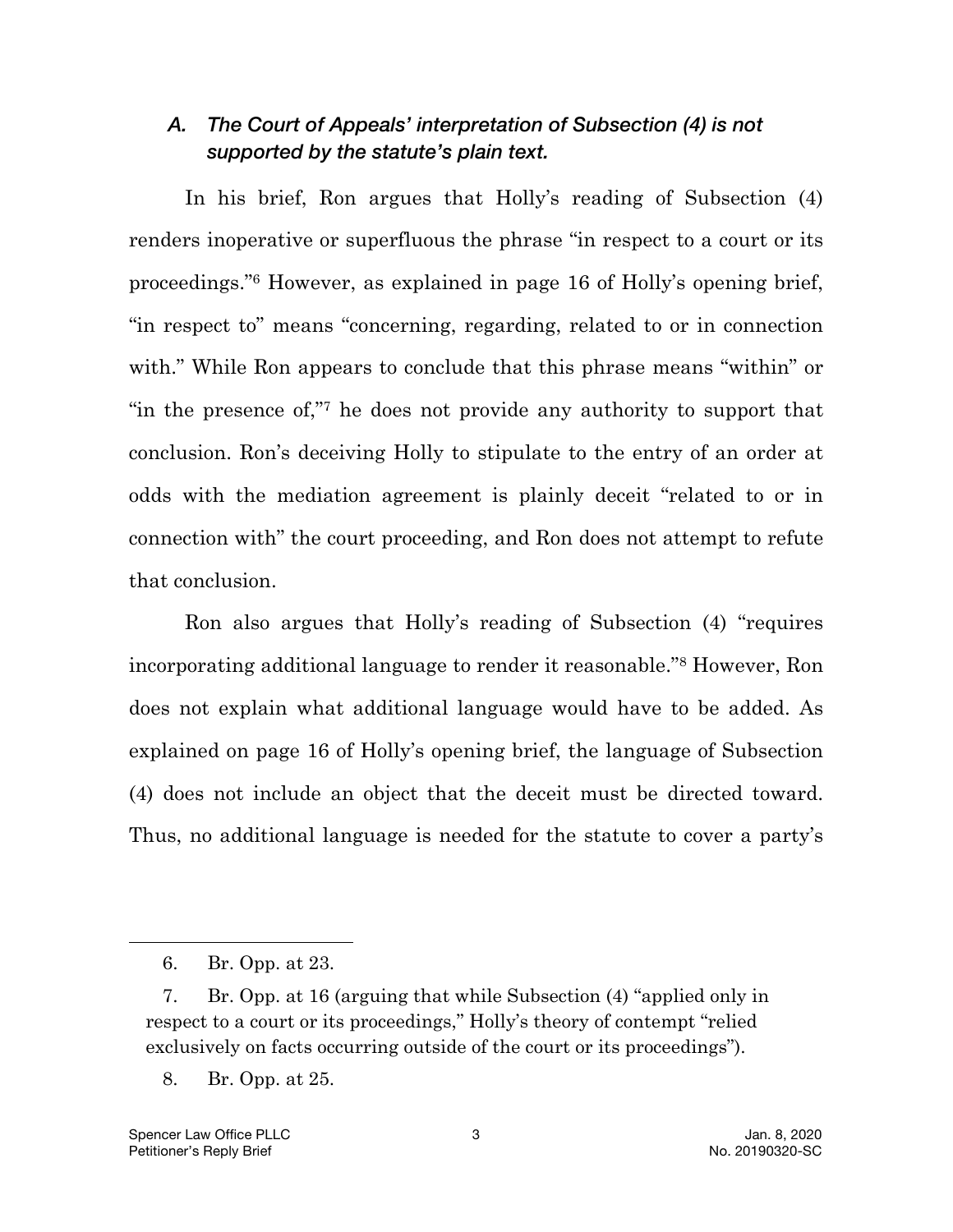### *A. The Court of Appeals' interpretation of Subsection (4) is not supported by the statute's plain text.*

In his brief, Ron argues that Holly's reading of Subsection (4) renders inoperative or superfluous the phrase "in respect to a court or its proceedings."[6] However, as explained in page 16 of Holly's opening brief, "in respect to" means "concerning, regarding, related to or in connection with." While Ron appears to conclude that this phrase means "within" or "in the presence of,"[7] he does not provide any authority to support that conclusion. Ron's deceiving Holly to stipulate to the entry of an order at odds with the mediation agreement is plainly deceit "related to or in connection with" the court proceeding, and Ron does not attempt to refute that conclusion.

Ron also argues that Holly's reading of Subsection (4) "requires incorporating additional language to render it reasonable."[8] However, Ron does not explain what additional language would have to be added. As explained on page 16 of Holly's opening brief, the language of Subsection (4) does not include an object that the deceit must be directed toward. Thus, no additional language is needed for the statute to cover a party's

---

6. Br. Opp. at 23.

7. Br. Opp. at 16 (arguing that while Subsection (4) "applied only in respect to a court or its proceedings," Holly's theory of contempt "relied exclusively on facts occurring outside of the court or its proceedings").

8. Br. Opp. at 25.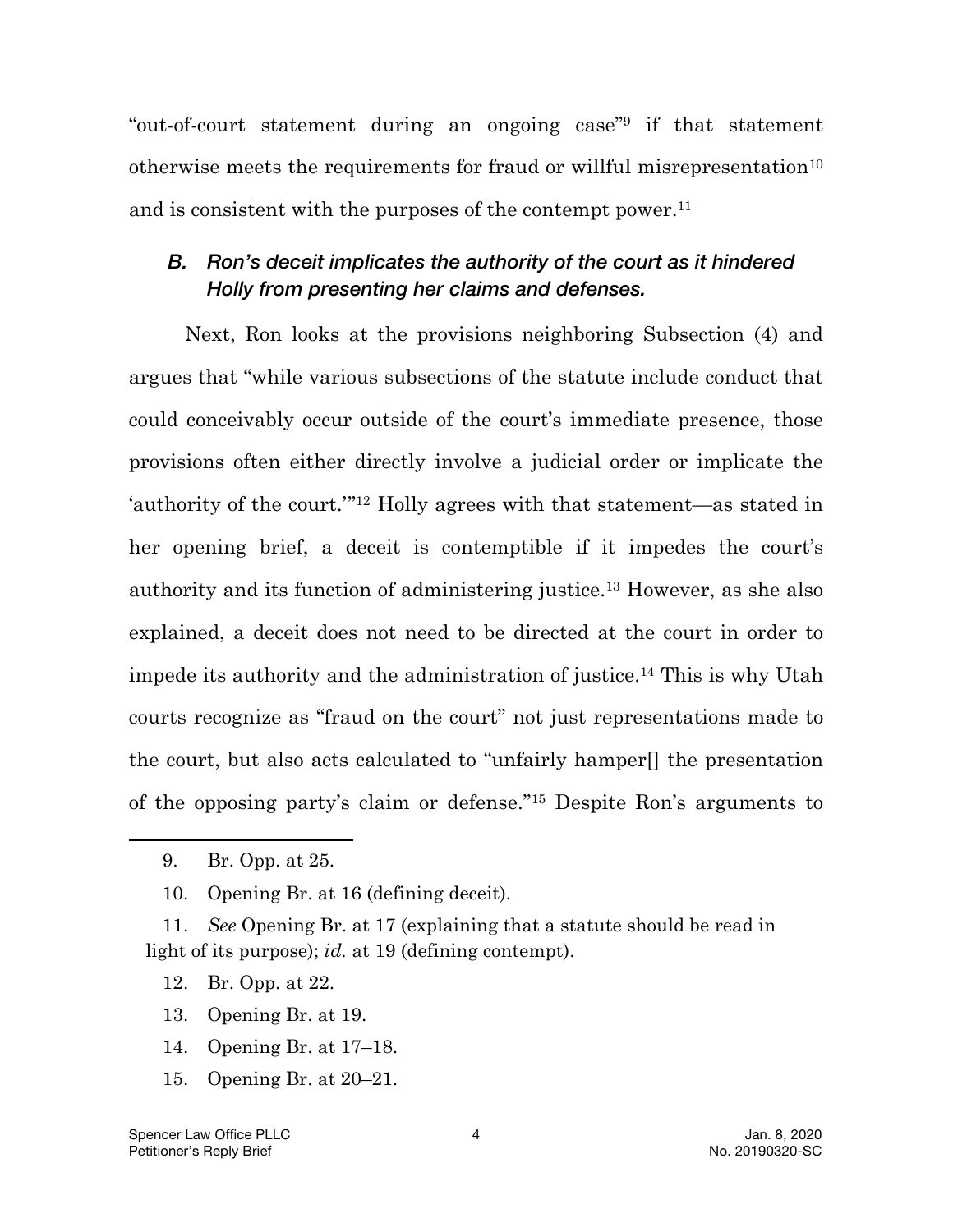"out-of-court statement during an ongoing case"[9] if that statement otherwise meets the requirements for fraud or willful misrepresentation[10] and is consistent with the purposes of the contempt power.[11]

### *B. Ron's deceit implicates the authority of the court as it hindered Holly from presenting her claims and defenses.*

Next, Ron looks at the provisions neighboring Subsection (4) and argues that "while various subsections of the statute include conduct that could conceivably occur outside of the court's immediate presence, those provisions often either directly involve a judicial order or implicate the 'authority of the court.'"[12] Holly agrees with that statement—as stated in her opening brief, a deceit is contemptible if it impedes the court's authority and its function of administering justice.[13] However, as she also explained, a deceit does not need to be directed at the court in order to impede its authority and the administration of justice.[14] This is why Utah courts recognize as "fraud on the court" not just representations made to the court, but also acts calculated to "unfairly hamper[] the presentation of the opposing party's claim or defense."[15] Despite Ron's arguments to

---

9. Br. Opp. at 25.

10. Opening Br. at 16 (defining deceit).

11. *See* Opening Br. at 17 (explaining that a statute should be read in light of its purpose); *id.* at 19 (defining contempt).

12. Br. Opp. at 22.

13. Opening Br. at 19.

14. Opening Br. at 17–18.

15. Opening Br. at 20–21.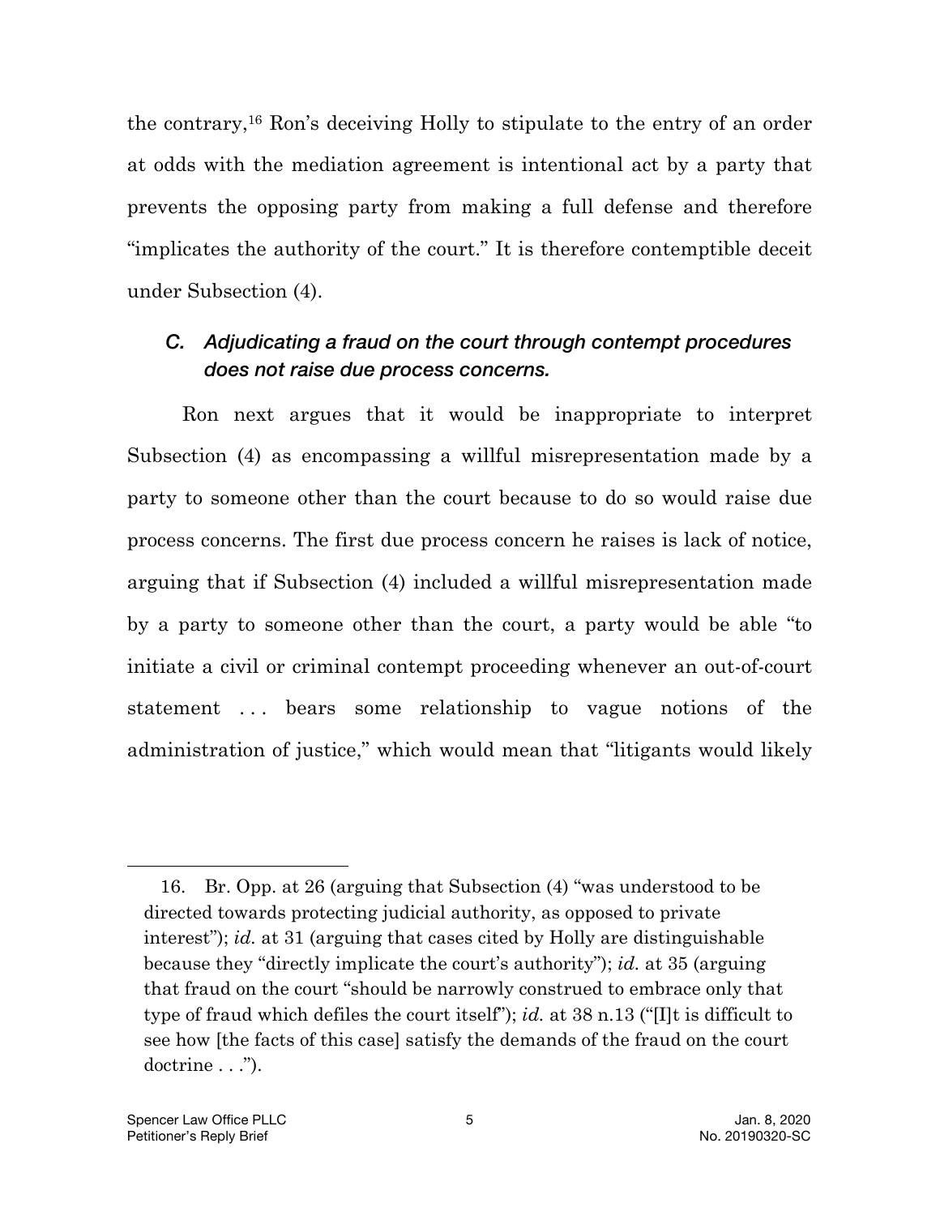the contrary,[16] Ron's deceiving Holly to stipulate to the entry of an order at odds with the mediation agreement is intentional act by a party that prevents the opposing party from making a full defense and therefore "implicates the authority of the court." It is therefore contemptible deceit under Subsection (4).

### *C. Adjudicating a fraud on the court through contempt procedures does not raise due process concerns.*

Ron next argues that it would be inappropriate to interpret Subsection (4) as encompassing a willful misrepresentation made by a party to someone other than the court because to do so would raise due process concerns. The first due process concern he raises is lack of notice, arguing that if Subsection (4) included a willful misrepresentation made by a party to someone other than the court, a party would be able "to initiate a civil or criminal contempt proceeding whenever an out-of-court statement . . . bears some relationship to vague notions of the administration of justice," which would mean that "litigants would likely

---

16. Br. Opp. at 26 (arguing that Subsection (4) "was understood to be directed towards protecting judicial authority, as opposed to private interest"); *id.* at 31 (arguing that cases cited by Holly are distinguishable because they "directly implicate the court's authority"); *id.* at 35 (arguing that fraud on the court "should be narrowly construed to embrace only that type of fraud which defiles the court itself"); *id.* at 38 n.13 ("[I]t is difficult to see how [the facts of this case] satisfy the demands of the fraud on the court doctrine . . .").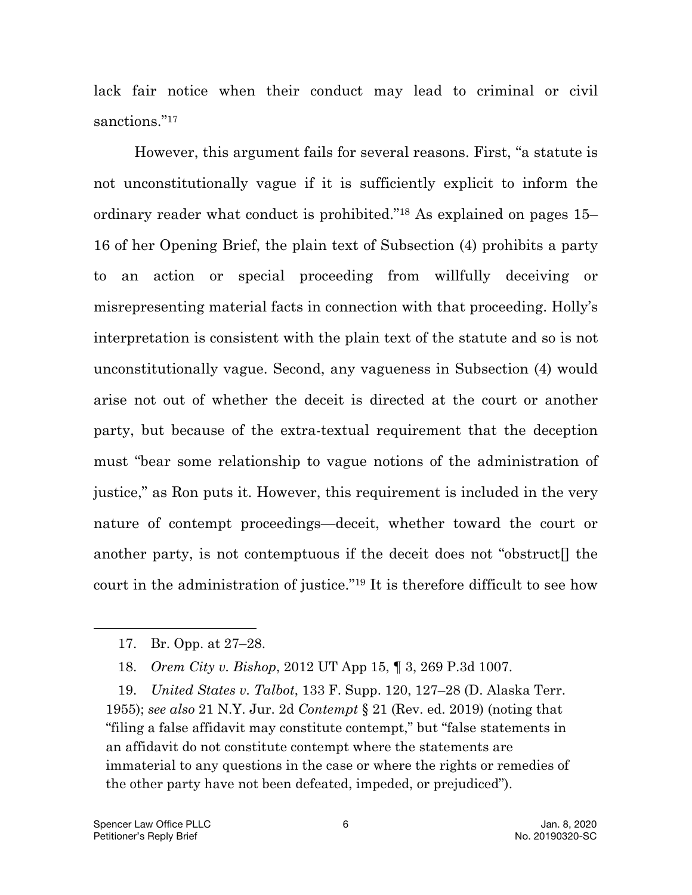lack fair notice when their conduct may lead to criminal or civil sanctions."[17]

However, this argument fails for several reasons. First, "a statute is not unconstitutionally vague if it is sufficiently explicit to inform the ordinary reader what conduct is prohibited."[18] As explained on pages 15–16 of her Opening Brief, the plain text of Subsection (4) prohibits a party to an action or special proceeding from willfully deceiving or misrepresenting material facts in connection with that proceeding. Holly's interpretation is consistent with the plain text of the statute and so is not unconstitutionally vague. Second, any vagueness in Subsection (4) would arise not out of whether the deceit is directed at the court or another party, but because of the extra-textual requirement that the deception must "bear some relationship to vague notions of the administration of justice," as Ron puts it. However, this requirement is included in the very nature of contempt proceedings—deceit, whether toward the court or another party, is not contemptuous if the deceit does not "obstruct[] the court in the administration of justice."[19] It is therefore difficult to see how

---

17. Br. Opp. at 27–28.

18. *Orem City v. Bishop*, 2012 UT App 15, ¶ 3, 269 P.3d 1007.

19. *United States v. Talbot*, 133 F. Supp. 120, 127–28 (D. Alaska Terr. 1955); *see also* 21 N.Y. Jur. 2d *Contempt* § 21 (Rev. ed. 2019) (noting that "filing a false affidavit may constitute contempt," but "false statements in an affidavit do not constitute contempt where the statements are immaterial to any questions in the case or where the rights or remedies of the other party have not been defeated, impeded, or prejudiced").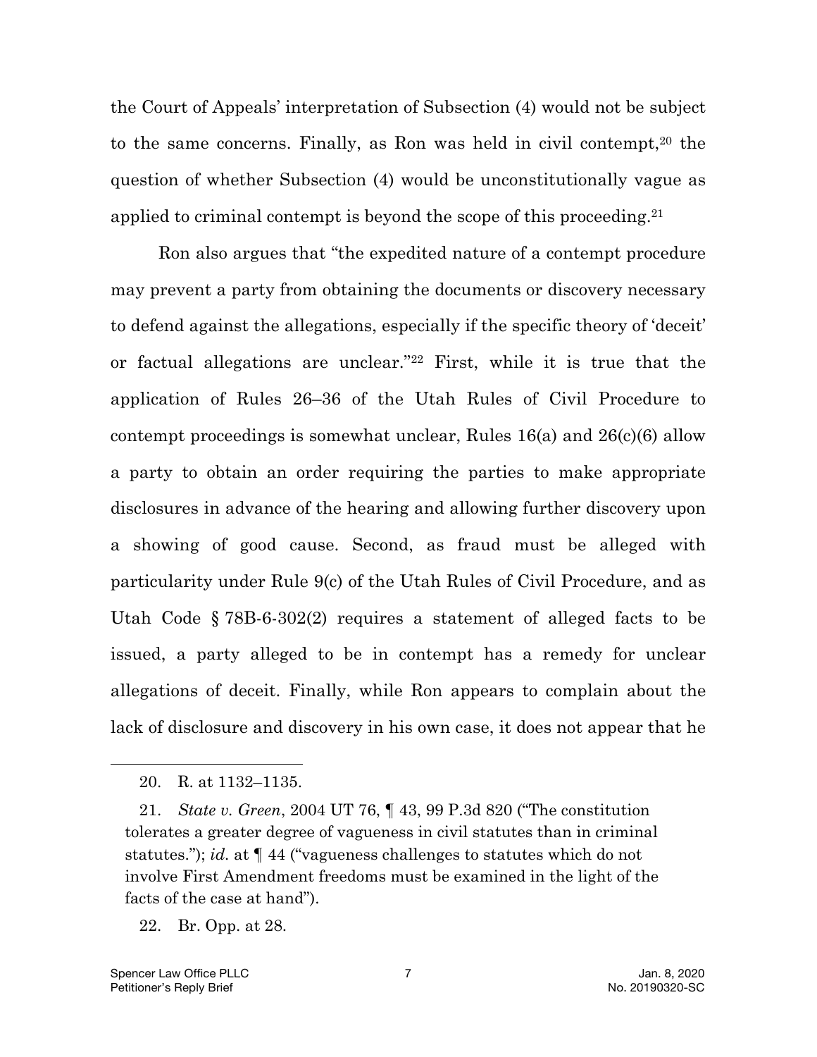the Court of Appeals' interpretation of Subsection (4) would not be subject to the same concerns. Finally, as Ron was held in civil contempt,[20] the question of whether Subsection (4) would be unconstitutionally vague as applied to criminal contempt is beyond the scope of this proceeding.[21]

Ron also argues that "the expedited nature of a contempt procedure may prevent a party from obtaining the documents or discovery necessary to defend against the allegations, especially if the specific theory of 'deceit' or factual allegations are unclear."[22] First, while it is true that the application of Rules 26–36 of the Utah Rules of Civil Procedure to contempt proceedings is somewhat unclear, Rules 16(a) and 26(c)(6) allow a party to obtain an order requiring the parties to make appropriate disclosures in advance of the hearing and allowing further discovery upon a showing of good cause. Second, as fraud must be alleged with particularity under Rule 9(c) of the Utah Rules of Civil Procedure, and as Utah Code § 78B-6-302(2) requires a statement of alleged facts to be issued, a party alleged to be in contempt has a remedy for unclear allegations of deceit. Finally, while Ron appears to complain about the lack of disclosure and discovery in his own case, it does not appear that he

---

20. R. at 1132–1135.

21. *State v. Green*, 2004 UT 76, ¶ 43, 99 P.3d 820 ("The constitution tolerates a greater degree of vagueness in civil statutes than in criminal statutes."); *id.* at ¶ 44 ("vagueness challenges to statutes which do not involve First Amendment freedoms must be examined in the light of the facts of the case at hand").

22. Br. Opp. at 28.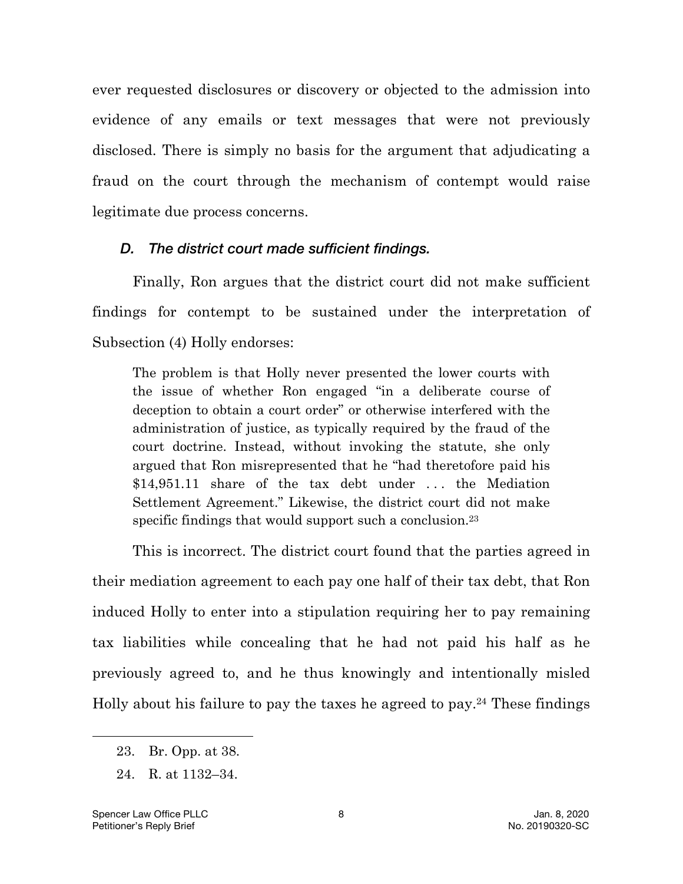ever requested disclosures or discovery or objected to the admission into evidence of any emails or text messages that were not previously disclosed. There is simply no basis for the argument that adjudicating a fraud on the court through the mechanism of contempt would raise legitimate due process concerns.

### *D. The district court made sufficient findings.*

Finally, Ron argues that the district court did not make sufficient findings for contempt to be sustained under the interpretation of Subsection (4) Holly endorses:

> The problem is that Holly never presented the lower courts with the issue of whether Ron engaged "in a deliberate course of deception to obtain a court order" or otherwise interfered with the administration of justice, as typically required by the fraud of the court doctrine. Instead, without invoking the statute, she only argued that Ron misrepresented that he "had theretofore paid his $14,951.11 share of the tax debt under . . . the Mediation Settlement Agreement." Likewise, the district court did not make specific findings that would support such a conclusion.[23]

This is incorrect. The district court found that the parties agreed in their mediation agreement to each pay one half of their tax debt, that Ron induced Holly to enter into a stipulation requiring her to pay remaining tax liabilities while concealing that he had not paid his half as he previously agreed to, and he thus knowingly and intentionally misled Holly about his failure to pay the taxes he agreed to pay.[24] These findings

---

23. Br. Opp. at 38.

24. R. at 1132–34.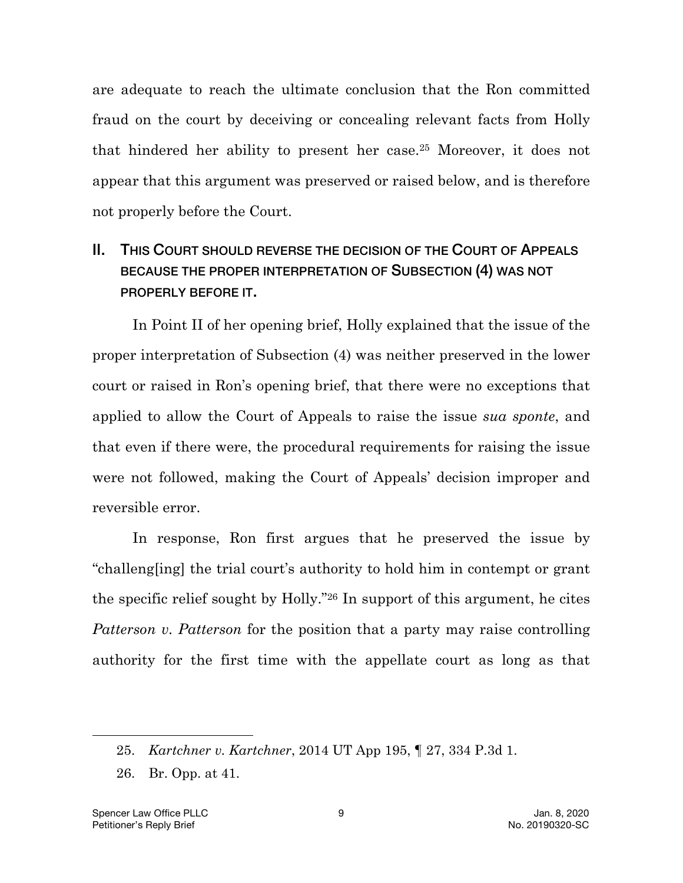are adequate to reach the ultimate conclusion that the Ron committed fraud on the court by deceiving or concealing relevant facts from Holly that hindered her ability to present her case.[25] Moreover, it does not appear that this argument was preserved or raised below, and is therefore not properly before the Court.

## II. This Court should reverse the decision of the Court of Appeals because the proper interpretation of Subsection (4) was not properly before it.

In Point II of her opening brief, Holly explained that the issue of the proper interpretation of Subsection (4) was neither preserved in the lower court or raised in Ron's opening brief, that there were no exceptions that applied to allow the Court of Appeals to raise the issue *sua sponte*, and that even if there were, the procedural requirements for raising the issue were not followed, making the Court of Appeals' decision improper and reversible error.

In response, Ron first argues that he preserved the issue by "challeng[ing] the trial court's authority to hold him in contempt or grant the specific relief sought by Holly."[26] In support of this argument, he cites *Patterson v. Patterson* for the position that a party may raise controlling authority for the first time with the appellate court as long as that

---

25. *Kartchner v. Kartchner*, 2014 UT App 195, ¶ 27, 334 P.3d 1.

26. Br. Opp. at 41.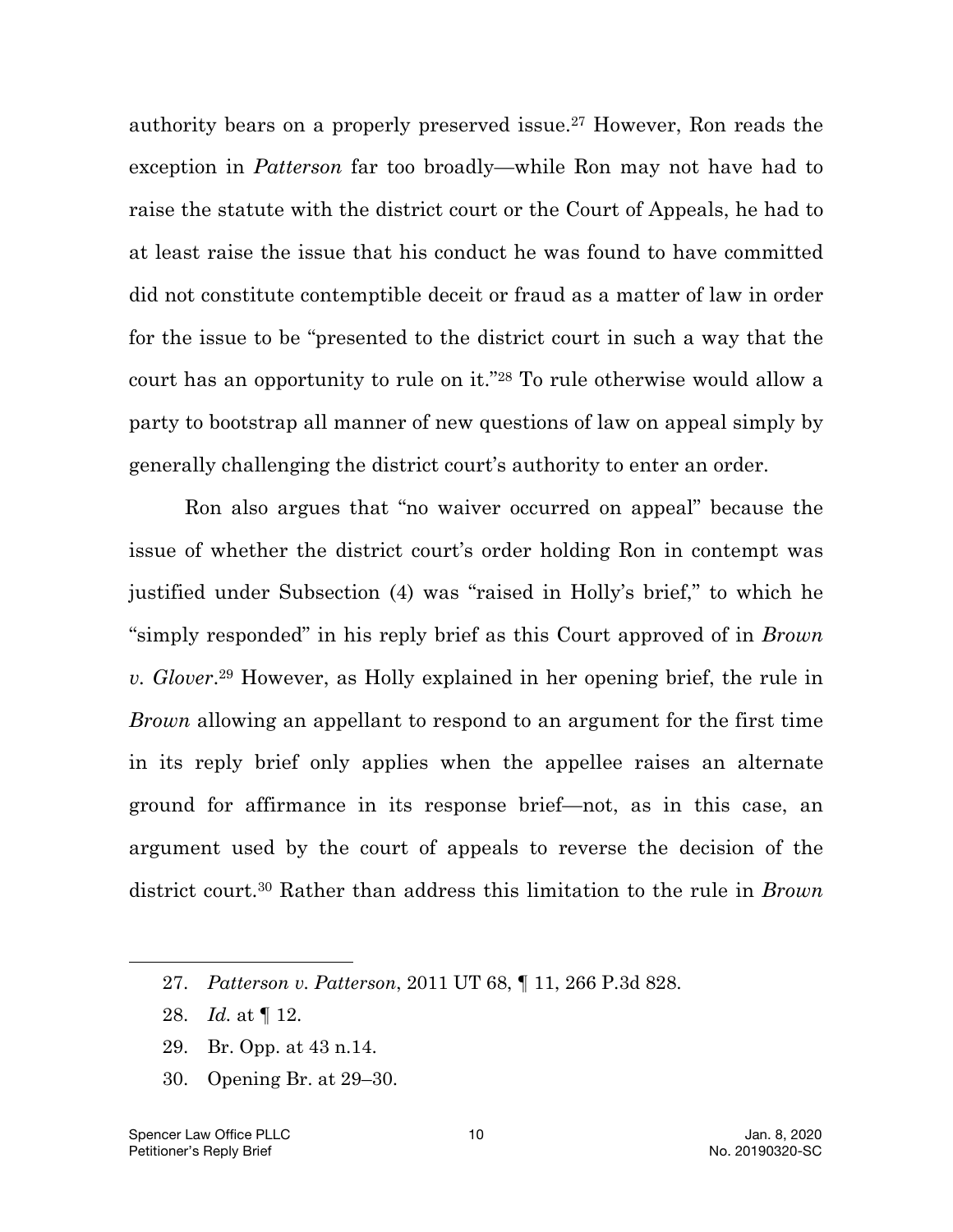authority bears on a properly preserved issue.[27] However, Ron reads the exception in *Patterson* far too broadly—while Ron may not have had to raise the statute with the district court or the Court of Appeals, he had to at least raise the issue that his conduct he was found to have committed did not constitute contemptible deceit or fraud as a matter of law in order for the issue to be "presented to the district court in such a way that the court has an opportunity to rule on it."[28] To rule otherwise would allow a party to bootstrap all manner of new questions of law on appeal simply by generally challenging the district court's authority to enter an order.

Ron also argues that "no waiver occurred on appeal" because the issue of whether the district court's order holding Ron in contempt was justified under Subsection (4) was "raised in Holly's brief," to which he "simply responded" in his reply brief as this Court approved of in *Brown v. Glover*.[29] However, as Holly explained in her opening brief, the rule in *Brown* allowing an appellant to respond to an argument for the first time in its reply brief only applies when the appellee raises an alternate ground for affirmance in its response brief—not, as in this case, an argument used by the court of appeals to reverse the decision of the district court.[30] Rather than address this limitation to the rule in *Brown*

---

27. *Patterson v. Patterson*, 2011 UT 68, ¶ 11, 266 P.3d 828.

28. *Id.* at ¶ 12.

29. Br. Opp. at 43 n.14.

30. Opening Br. at 29–30.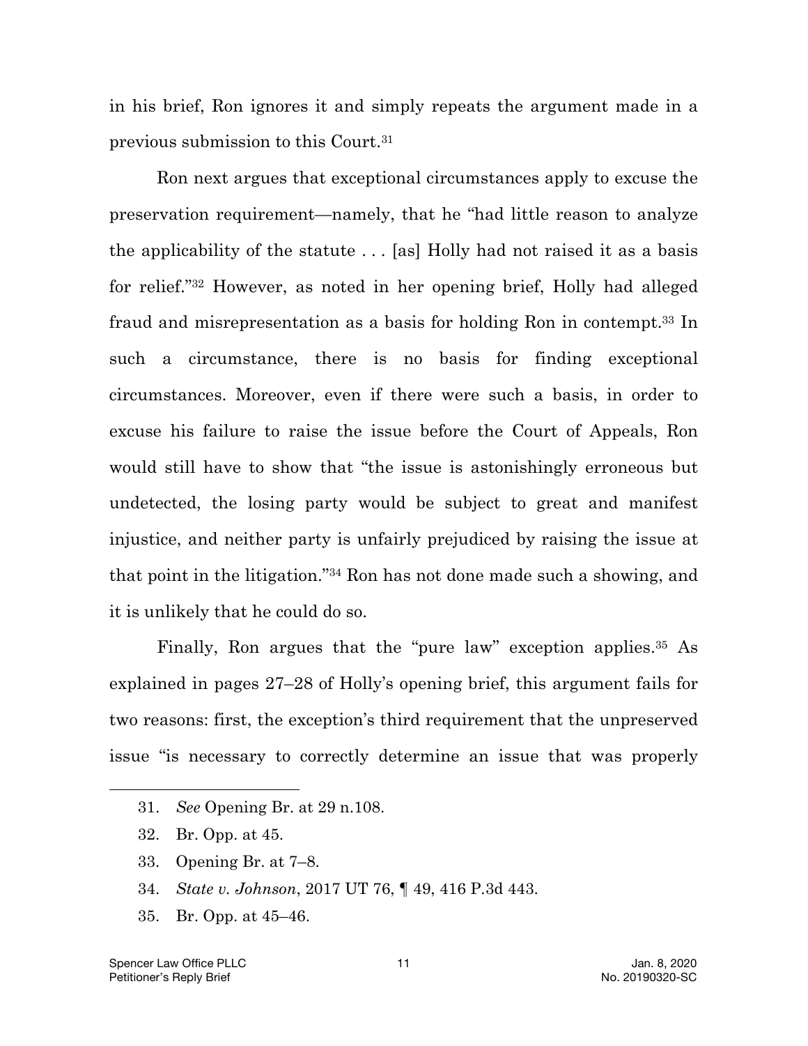in his brief, Ron ignores it and simply repeats the argument made in a previous submission to this Court.[31]

Ron next argues that exceptional circumstances apply to excuse the preservation requirement—namely, that he "had little reason to analyze the applicability of the statute . . . [as] Holly had not raised it as a basis for relief."[32] However, as noted in her opening brief, Holly had alleged fraud and misrepresentation as a basis for holding Ron in contempt.[33] In such a circumstance, there is no basis for finding exceptional circumstances. Moreover, even if there were such a basis, in order to excuse his failure to raise the issue before the Court of Appeals, Ron would still have to show that "the issue is astonishingly erroneous but undetected, the losing party would be subject to great and manifest injustice, and neither party is unfairly prejudiced by raising the issue at that point in the litigation."[34] Ron has not done made such a showing, and it is unlikely that he could do so.

Finally, Ron argues that the "pure law" exception applies.[35] As explained in pages 27–28 of Holly's opening brief, this argument fails for two reasons: first, the exception's third requirement that the unpreserved issue "is necessary to correctly determine an issue that was properly

---

31. *See* Opening Br. at 29 n.108.
32. Br. Opp. at 45.
33. Opening Br. at 7–8.
34. *State v. Johnson*, 2017 UT 76, ¶ 49, 416 P.3d 443.
35. Br. Opp. at 45–46.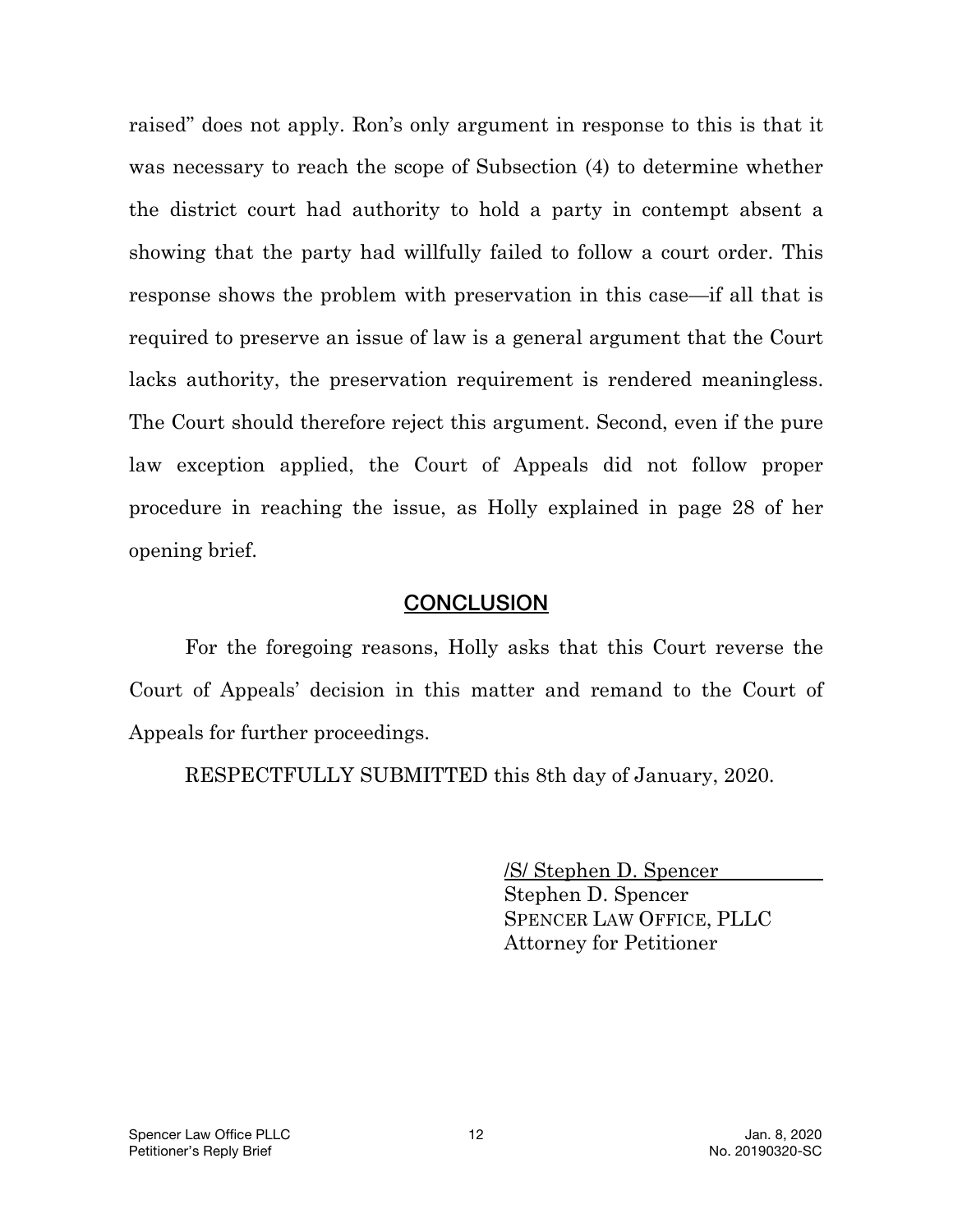raised" does not apply. Ron's only argument in response to this is that it was necessary to reach the scope of Subsection (4) to determine whether the district court had authority to hold a party in contempt absent a showing that the party had willfully failed to follow a court order. This response shows the problem with preservation in this case—if all that is required to preserve an issue of law is a general argument that the Court lacks authority, the preservation requirement is rendered meaningless. The Court should therefore reject this argument. Second, even if the pure law exception applied, the Court of Appeals did not follow proper procedure in reaching the issue, as Holly explained in page 28 of her opening brief.

## CONCLUSION

For the foregoing reasons, Holly asks that this Court reverse the Court of Appeals' decision in this matter and remand to the Court of Appeals for further proceedings.

RESPECTFULLY SUBMITTED this 8th day of January, 2020.

/S/ Stephen D. Spencer
Stephen D. Spencer
SPENCER LAW OFFICE, PLLC
Attorney for Petitioner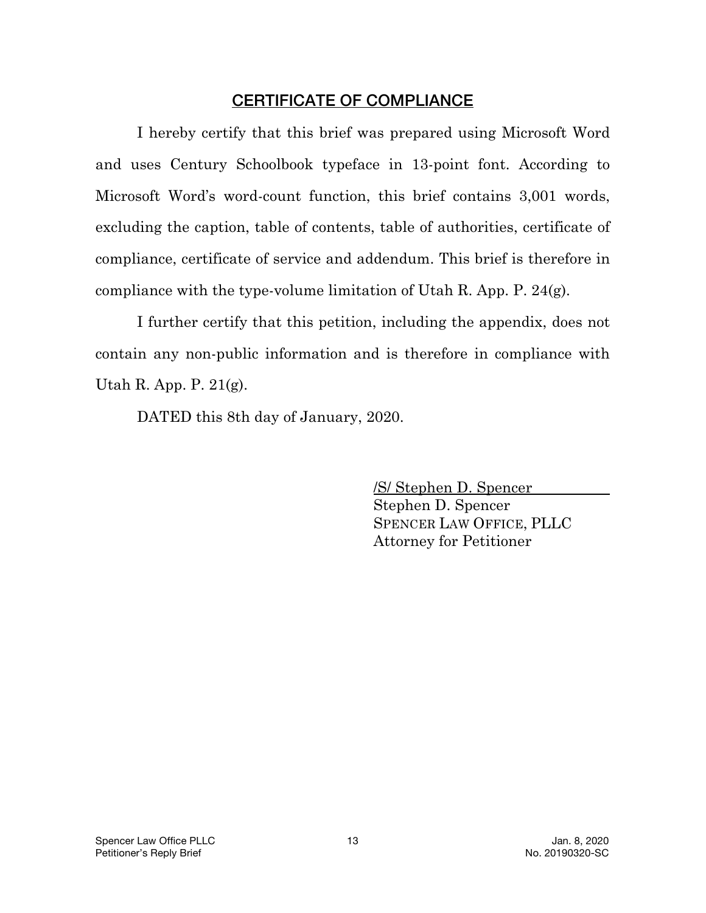## CERTIFICATE OF COMPLIANCE

I hereby certify that this brief was prepared using Microsoft Word and uses Century Schoolbook typeface in 13-point font. According to Microsoft Word's word-count function, this brief contains 3,001 words, excluding the caption, table of contents, table of authorities, certificate of compliance, certificate of service and addendum. This brief is therefore in compliance with the type-volume limitation of Utah R. App. P. 24(g).

I further certify that this petition, including the appendix, does not contain any non-public information and is therefore in compliance with Utah R. App. P. 21(g).

DATED this 8th day of January, 2020.

/S/ Stephen D. Spencer
Stephen D. Spencer
SPENCER LAW OFFICE, PLLC
Attorney for Petitioner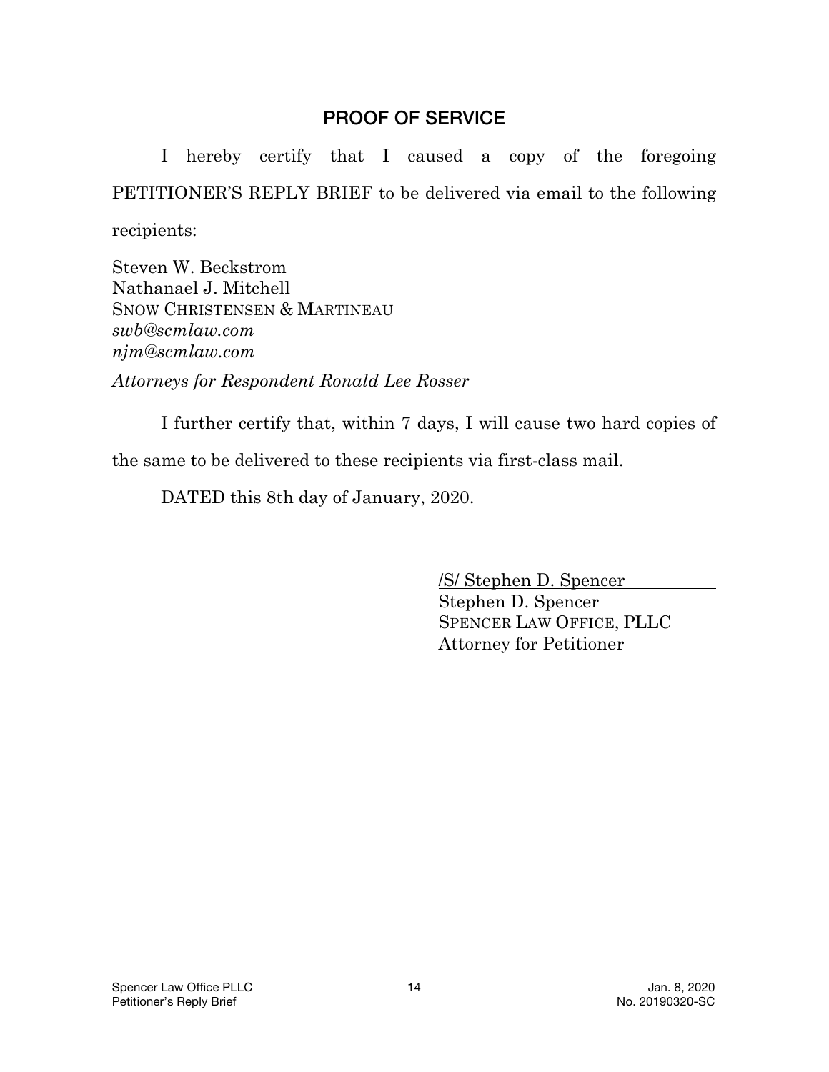## PROOF OF SERVICE

I hereby certify that I caused a copy of the foregoing PETITIONER'S REPLY BRIEF to be delivered via email to the following recipients:

Steven W. Beckstrom
Nathanael J. Mitchell
SNOW CHRISTENSEN & MARTINEAU
*swb@scmlaw.com*
*njm@scmlaw.com*

*Attorneys for Respondent Ronald Lee Rosser*

I further certify that, within 7 days, I will cause two hard copies of the same to be delivered to these recipients via first-class mail.

DATED this 8th day of January, 2020.

/S/ Stephen D. Spencer
Stephen D. Spencer
SPENCER LAW OFFICE, PLLC
Attorney for Petitioner